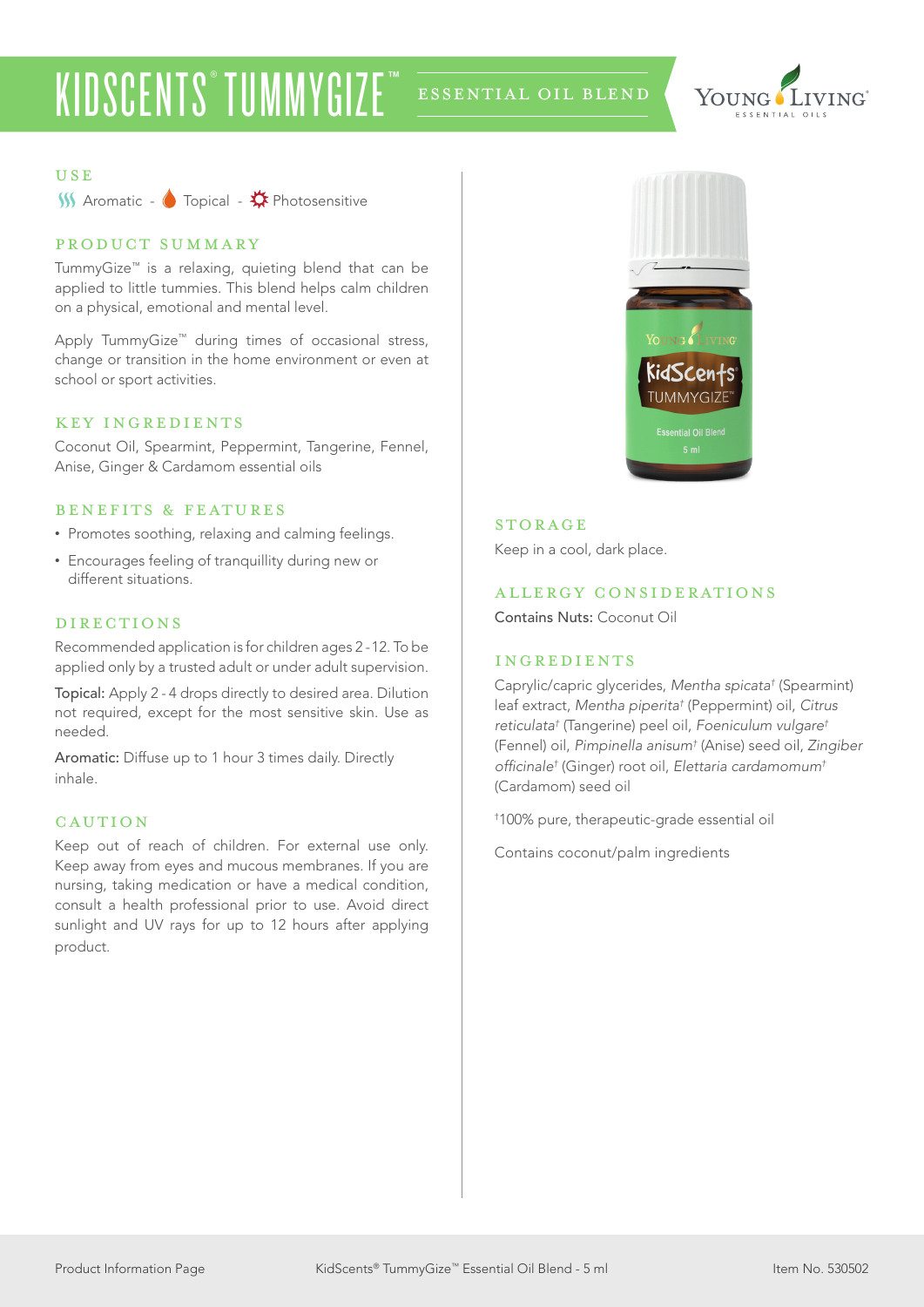# KIDSCENTS® TUMMYGIZE™ ESSENTIAL OIL BLEND

YOUNG LIVING ESSENTIAL OILS

## USE

Aromatic - Topical - Photosensitive

## PRODUCT SUMMARY

TummyGize™ is a relaxing, quieting blend that can be applied to little tummies. This blend helps calm children on a physical, emotional and mental level.

Apply TummyGize™ during times of occasional stress, change or transition in the home environment or even at school or sport activities.

## KEY INGREDIENTS

Coconut Oil, Spearmint, Peppermint, Tangerine, Fennel, Anise, Ginger & Cardamom essential oils

## BENEFITS & FEATURES

- Promotes soothing, relaxing and calming feelings.
- Encourages feeling of tranquillity during new or different situations.

## DIRECTIONS

Recommended application is for children ages 2 - 12. To be applied only by a trusted adult or under adult supervision.

**Topical:** Apply 2 - 4 drops directly to desired area. Dilution not required, except for the most sensitive skin. Use as needed.

**Aromatic:** Diffuse up to 1 hour 3 times daily. Directly inhale.

## CAUTION

Keep out of reach of children. For external use only. Keep away from eyes and mucous membranes. If you are nursing, taking medication or have a medical condition, consult a health professional prior to use. Avoid direct sunlight and UV rays for up to 12 hours after applying product.

## STORAGE

Keep in a cool, dark place.

## ALLERGY CONSIDERATIONS

**Contains Nuts:** Coconut Oil

## INGREDIENTS

Caprylic/capric glycerides, *Mentha spicata*† (Spearmint) leaf extract, *Mentha piperita*† (Peppermint) oil, *Citrus reticulata*† (Tangerine) peel oil, *Foeniculum vulgare*† (Fennel) oil, *Pimpinella anisum*† (Anise) seed oil, *Zingiber officinale*† (Ginger) root oil, *Elettaria cardamomum*† (Cardamom) seed oil

†100% pure, therapeutic-grade essential oil

Contains coconut/palm ingredients

Product Information Page — KidScents® TummyGize™ Essential Oil Blend - 5 ml — Item No. 530502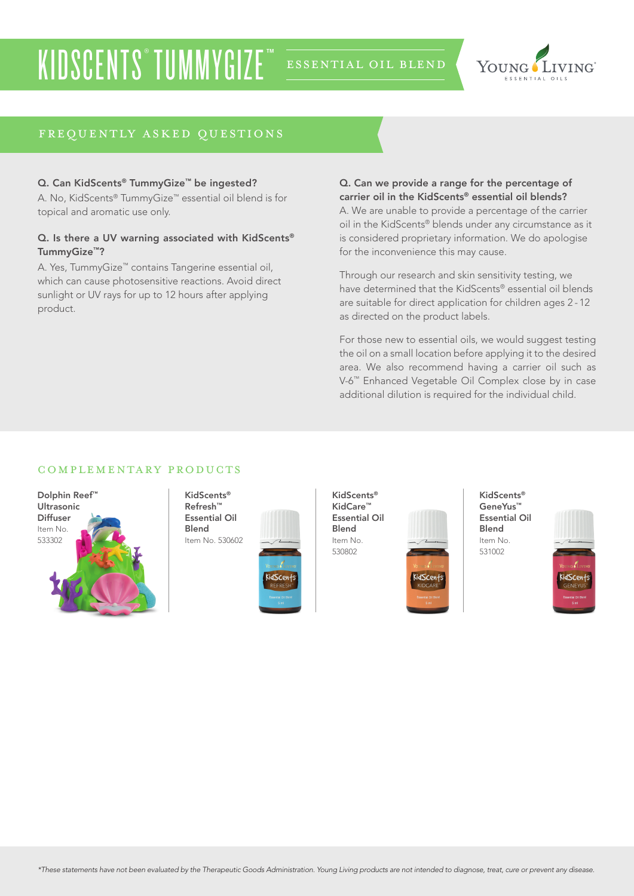# KIDSCENTS® TUMMYGIZE™ ESSENTIAL OIL BLEND

YOUNG LIVING ESSENTIAL OILS

## FREQUENTLY ASKED QUESTIONS

**Q. Can KidScents® TummyGize™ be ingested?**
A. No, KidScents® TummyGize™ essential oil blend is for topical and aromatic use only.

**Q. Is there a UV warning associated with KidScents® TummyGize™?**
A. Yes, TummyGize™ contains Tangerine essential oil, which can cause photosensitive reactions. Avoid direct sunlight or UV rays for up to 12 hours after applying product.

**Q. Can we provide a range for the percentage of carrier oil in the KidScents® essential oil blends?**
A. We are unable to provide a percentage of the carrier oil in the KidScents® blends under any circumstance as it is considered proprietary information. We do apologise for the inconvenience this may cause.

Through our research and skin sensitivity testing, we have determined that the KidScents® essential oil blends are suitable for direct application for children ages 2 - 12 as directed on the product labels.

For those new to essential oils, we would suggest testing the oil on a small location before applying it to the desired area. We also recommend having a carrier oil such as V-6™ Enhanced Vegetable Oil Complex close by in case additional dilution is required for the individual child.

## COMPLEMENTARY PRODUCTS

**Dolphin Reef™ Ultrasonic Diffuser**
Item No. 533302

**KidScents® Refresh™ Essential Oil Blend**
Item No. 530602

**KidScents® KidCare™ Essential Oil Blend**
Item No. 530802

**KidScents® GeneYus™ Essential Oil Blend**
Item No. 531002

*\*These statements have not been evaluated by the Therapeutic Goods Administration. Young Living products are not intended to diagnose, treat, cure or prevent any disease.*